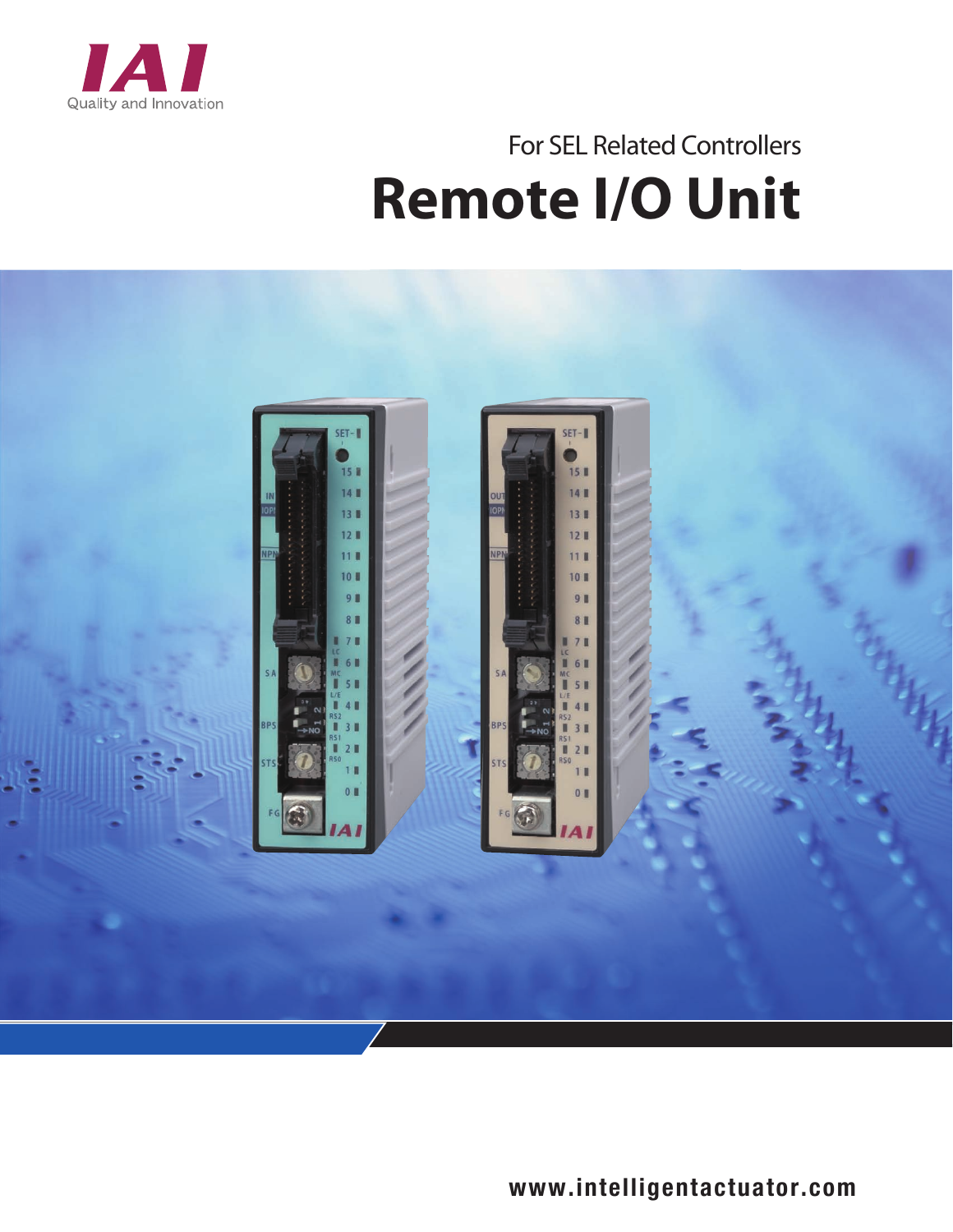IAI

Quality and Innovation

For SEL Related Controllers

# Remote I/O Unit

www.intelligentactuator.com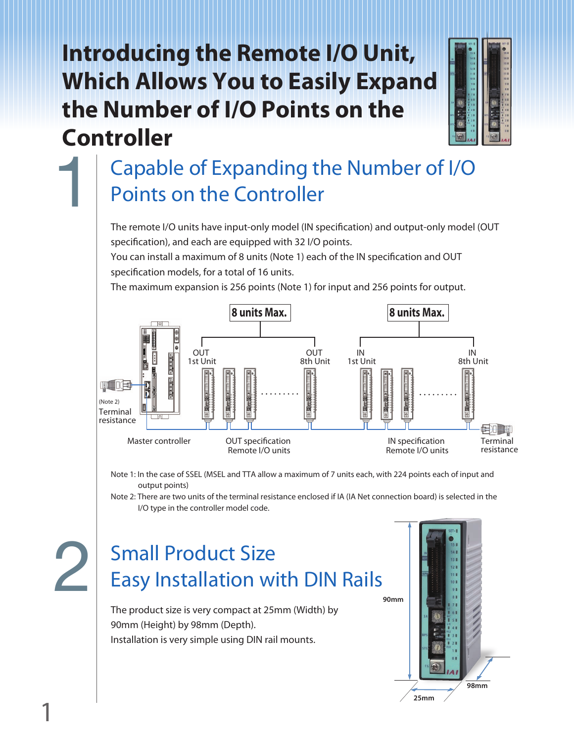# Introducing the Remote I/O Unit, Which Allows You to Easily Expand the Number of I/O Points on the Controller

## 1 Capable of Expanding the Number of I/O Points on the Controller

The remote I/O units have input-only model (IN specification) and output-only model (OUT specification), and each are equipped with 32 I/O points.
You can install a maximum of 8 units (Note 1) each of the IN specification and OUT specification models, for a total of 16 units.
The maximum expansion is 256 points (Note 1) for input and 256 points for output.

8 units Max. 8 units Max.

OUT 1st Unit · OUT 8th Unit · IN 1st Unit · IN 8th Unit

(Note 2) Terminal resistance · Master controller · OUT specification Remote I/O units · IN specification Remote I/O units · Terminal resistance

Note 1: In the case of SSEL (MSEL and TTA allow a maximum of 7 units each, with 224 points each of input and output points)

Note 2: There are two units of the terminal resistance enclosed if IA (IA Net connection board) is selected in the I/O type in the controller model code.

## 2 Small Product Size Easy Installation with DIN Rails

The product size is very compact at 25mm (Width) by 90mm (Height) by 98mm (Depth).
Installation is very simple using DIN rail mounts.

90mm · 25mm · 98mm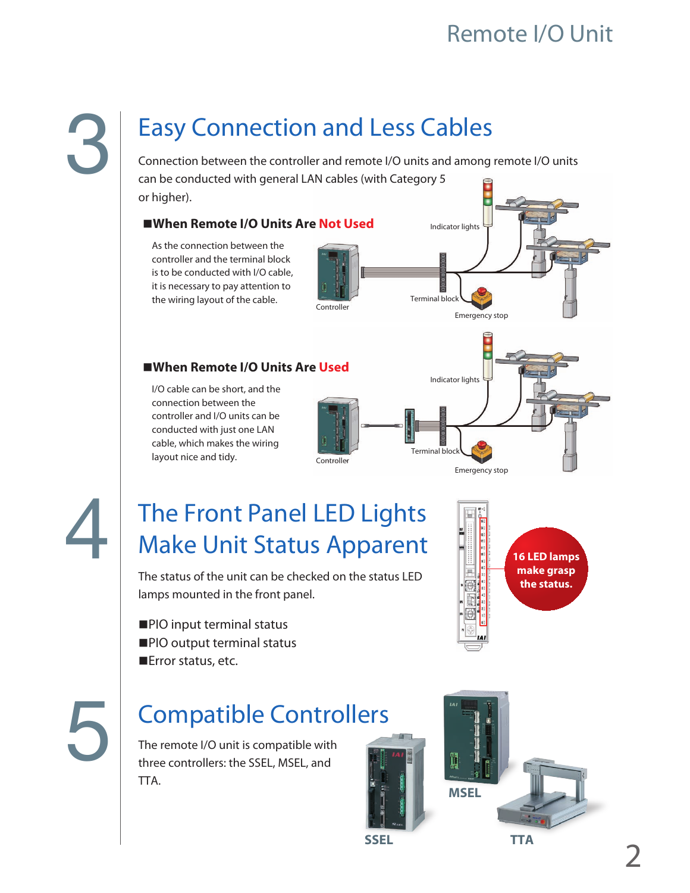## 3 Easy Connection and Less Cables

Connection between the controller and remote I/O units and among remote I/O units can be conducted with general LAN cables (with Category 5 or higher).

### ■When Remote I/O Units Are Not Used

As the connection between the controller and the terminal block is to be conducted with I/O cable, it is necessary to pay attention to the wiring layout of the cable.

Indicator lights

Controller

Terminal block

Emergency stop

### ■When Remote I/O Units Are Used

I/O cable can be short, and the connection between the controller and I/O units can be conducted with just one LAN cable, which makes the wiring layout nice and tidy.

Indicator lights

Controller

Terminal block

Emergency stop

## 4 The Front Panel LED Lights Make Unit Status Apparent

The status of the unit can be checked on the status LED lamps mounted in the front panel.

■PIO input terminal status
■PIO output terminal status
■Error status, etc.

16 LED lamps make grasp the status.

## 5 Compatible Controllers

The remote I/O unit is compatible with three controllers: the SSEL, MSEL, and TTA.

SSEL

MSEL

TTA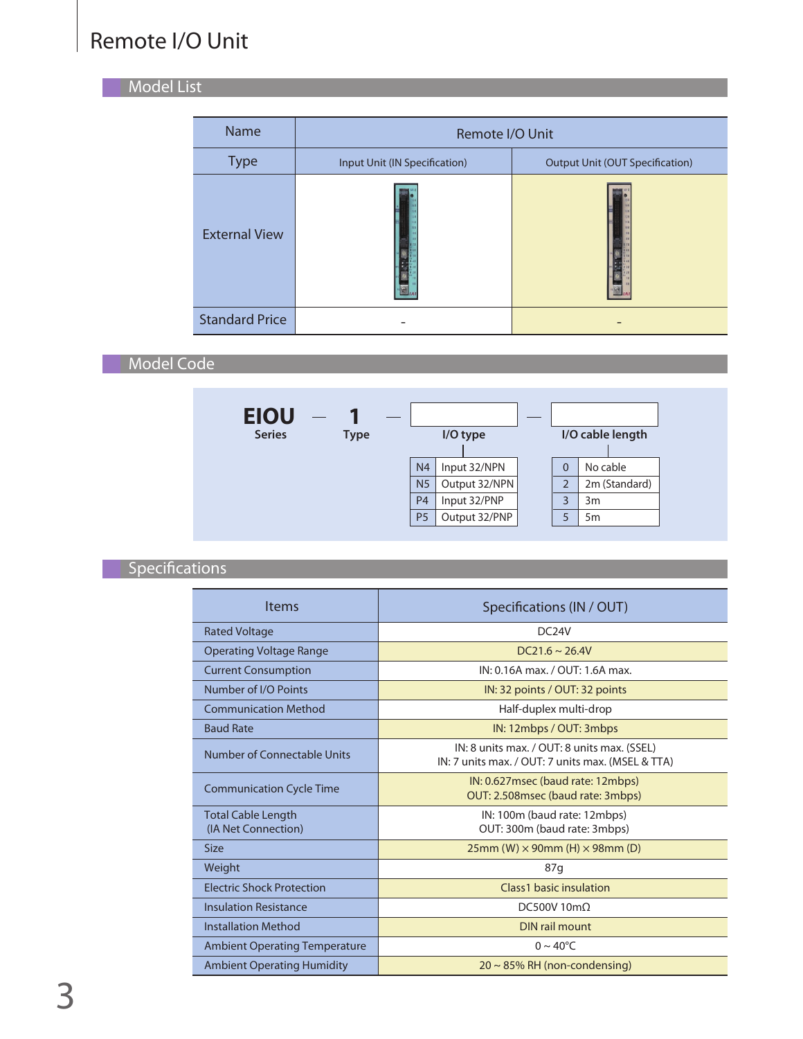# Remote I/O Unit

## Model List

| Name | Remote I/O Unit | |
|---|---|---|
| Type | Input Unit (IN Specification) | Output Unit (OUT Specification) |
| External View | | |
| Standard Price | - | - |

## Model Code

**EIOU** — **1** — [ I/O type ] — [ I/O cable length ]

Series / Type / I/O type / I/O cable length

**I/O type**

| Code | Description |
|---|---|
| N4 | Input 32/NPN |
| N5 | Output 32/NPN |
| P4 | Input 32/PNP |
| P5 | Output 32/PNP |

**I/O cable length**

| Code | Description |
|---|---|
| 0 | No cable |
| 2 | 2m (Standard) |
| 3 | 3m |
| 5 | 5m |

## Specifications

| Items | Specifications (IN / OUT) |
|---|---|
| Rated Voltage | DC24V |
| Operating Voltage Range | DC21.6 ~ 26.4V |
| Current Consumption | IN: 0.16A max. / OUT: 1.6A max. |
| Number of I/O Points | IN: 32 points / OUT: 32 points |
| Communication Method | Half-duplex multi-drop |
| Baud Rate | IN: 12mbps / OUT: 3mbps |
| Number of Connectable Units | IN: 8 units max. / OUT: 8 units max. (SSEL)<br>IN: 7 units max. / OUT: 7 units max. (MSEL & TTA) |
| Communication Cycle Time | IN: 0.627msec (baud rate: 12mbps)<br>OUT: 2.508msec (baud rate: 3mbps) |
| Total Cable Length (IA Net Connection) | IN: 100m (baud rate: 12mbps)<br>OUT: 300m (baud rate: 3mbps) |
| Size | 25mm (W) × 90mm (H) × 98mm (D) |
| Weight | 87g |
| Electric Shock Protection | Class1 basic insulation |
| Insulation Resistance | DC500V 10mΩ |
| Installation Method | DIN rail mount |
| Ambient Operating Temperature | 0 ~ 40°C |
| Ambient Operating Humidity | 20 ~ 85% RH (non-condensing) |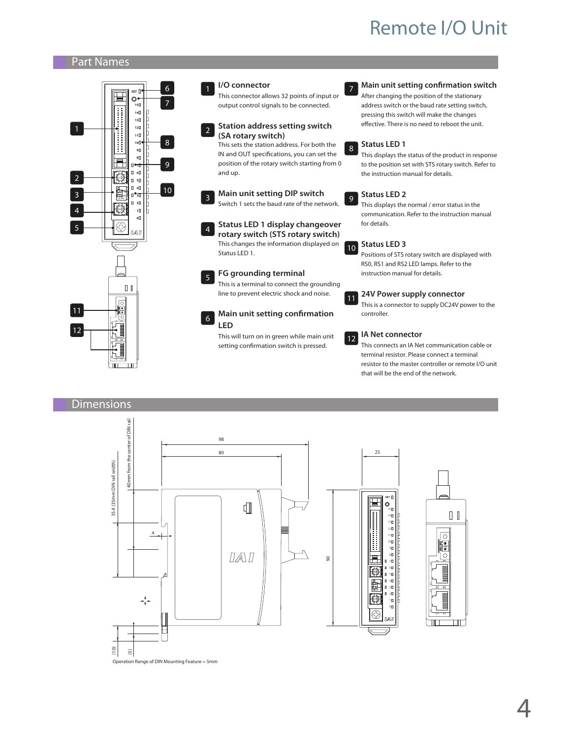# Remote I/O Unit

## Part Names

1. **I/O connector**
   This connector allows 32 points of input or output control signals to be connected.

2. **Station address setting switch (SA rotary switch)**
   This sets the station address. For both the IN and OUT specifications, you can set the position of the rotary switch starting from 0 and up.

3. **Main unit setting DIP switch**
   Switch 1 sets the baud rate of the network.

4. **Status LED 1 display changeover rotary switch (STS rotary switch)**
   This changes the information displayed on Status LED 1.

5. **FG grounding terminal**
   This is a terminal to connect the grounding line to prevent electric shock and noise.

6. **Main unit setting confirmation LED**
   This will turn on in green while main unit setting confirmation switch is pressed.

7. **Main unit setting confirmation switch**
   After changing the position of the stationary address switch or the baud rate setting switch, pressing this switch will make the changes effective. There is no need to reboot the unit.

8. **Status LED 1**
   This displays the status of the product in response to the position set with STS rotary switch. Refer to the instruction manual for details.

9. **Status LED 2**
   This displays the normal / error status in the communication. Refer to the instruction manual for details.

10. **Status LED 3**
    Positions of STS rotary switch are displayed with RS0, RS1 and RS2 LED lamps. Refer to the instruction manual for details.

11. **24V Power supply connector**
    This is a connector to supply DC24V power to the controller.

12. **IA Net connector**
    This connects an IA Net communication cable or terminal resistor. Please connect a terminal resistor to the master controller or remote I/O unit that will be the end of the network.

## Dimensions

Operation Range of DIN Mounting Feature = 5mm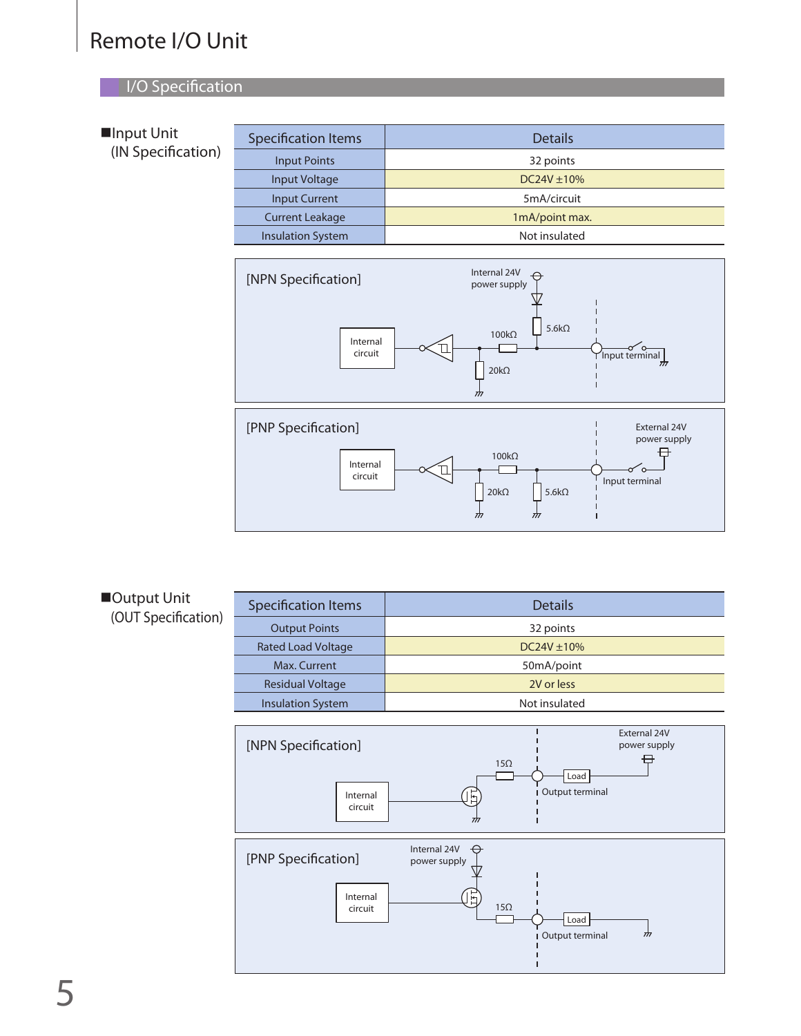# Remote I/O Unit

## I/O Specification

### ■Input Unit (IN Specification)

| Specification Items | Details |
|---|---|
| Input Points | 32 points |
| Input Voltage | DC24V ±10% |
| Input Current | 5mA/circuit |
| Current Leakage | 1mA/point max. |
| Insulation System | Not insulated |

[NPN Specification]

Internal 24V power supply, 5.6kΩ, 100kΩ, 20kΩ, Internal circuit, Input terminal

[PNP Specification]

External 24V power supply, 100kΩ, 20kΩ, 5.6kΩ, Internal circuit, Input terminal

### ■Output Unit (OUT Specification)

| Specification Items | Details |
|---|---|
| Output Points | 32 points |
| Rated Load Voltage | DC24V ±10% |
| Max. Current | 50mA/point |
| Residual Voltage | 2V or less |
| Insulation System | Not insulated |

[NPN Specification]

External 24V power supply, 15Ω, Load, Internal circuit, Output terminal

[PNP Specification]

Internal 24V power supply, 15Ω, Load, Internal circuit, Output terminal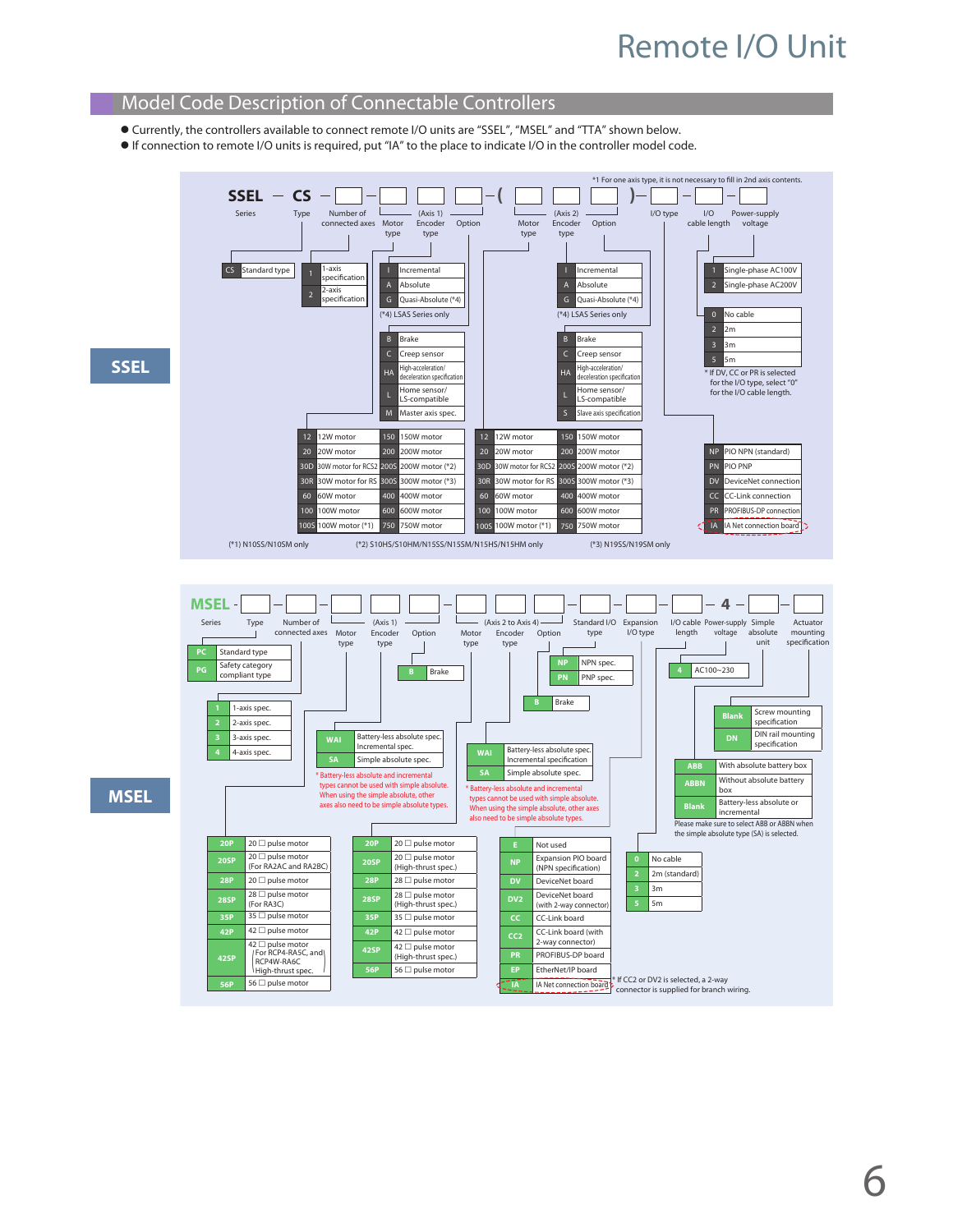## Model Code Description of Connectable Controllers

- Currently, the controllers available to connect remote I/O units are "SSEL", "MSEL" and "TTA" shown below.
- If connection to remote I/O units is required, put "IA" to the place to indicate I/O in the controller model code.

### SSEL

SSEL — CS — [Number of connected axes] — [Motor type (Axis 1)] [Encoder type (Axis 1)] [Option] — ( [Motor type (Axis 2)] [Encoder type (Axis 2)] [Option] ) — [I/O type] — [I/O cable length] — [Power-supply voltage]

*1 For one axis type, it is not necessary to fill in 2nd axis contents.

**Type**

| Code | Description |
|---|---|
| CS | Standard type |

**Number of connected axes**

| Code | Description |
|---|---|
| 1 | 1-axis specification |
| 2 | 2-axis specification |

**Motor type (Axis 1 / Axis 2)**

| Code | Description | Code | Description |
|---|---|---|---|
| 12 | 12W motor | 150 | 150W motor |
| 20 | 20W motor | 200 | 200W motor |
| 30D | 30W motor for RCS2 | 200S | 200W motor (*2) |
| 30R | 30W motor for RS | 300S | 300W motor (*3) |
| 60 | 60W motor | 400 | 400W motor |
| 100 | 100W motor | 600 | 600W motor |
| 100S | 100W motor (*1) | 750 | 750W motor |

(*1) N10SS/N10SM only (*2) S10HS/S10HM/N15SS/N15SM/N15HS/N15HM only (*3) N19SS/N19SM only

**Encoder type**

| Code | Description |
|---|---|
| I | Incremental |
| A | Absolute |
| G | Quasi-Absolute (*4) |

(*4) LSAS Series only

**Option (Axis 1)**

| Code | Description |
|---|---|
| B | Brake |
| C | Creep sensor |
| HA | High-acceleration/deceleration specification |
| L | Home sensor/LS-compatible |
| M | Master axis spec. |

**Option (Axis 2)**

| Code | Description |
|---|---|
| B | Brake |
| C | Creep sensor |
| HA | High-acceleration/deceleration specification |
| L | Home sensor/LS-compatible |
| S | Slave axis specification |

**I/O type**

| Code | Description |
|---|---|
| NP | PIO NPN (standard) |
| PN | PIO PNP |
| DV | DeviceNet connection |
| CC | CC-Link connection |
| PR | PROFIBUS-DP connection |
| IA | IA Net connection board |

**I/O cable length**

| Code | Description |
|---|---|
| 0 | No cable |
| 2 | 2m |
| 3 | 3m |
| 5 | 5m |

* If DV, CC or PR is selected for the I/O type, select "0" for the I/O cable length.

**Power-supply voltage**

| Code | Description |
|---|---|
| 1 | Single-phase AC100V |
| 2 | Single-phase AC200V |

### MSEL

MSEL - [Type] — [Number of connected axes] — [Motor type (Axis 1)] [Encoder type (Axis 1)] [Option] — [Motor type (Axis 2 to Axis 4)] [Encoder type] [Option] — [Standard I/O type] [Expansion I/O type] — [I/O cable length] — 4 — [Simple absolute unit] — [Actuator mounting specification]

**Type**

| Code | Description |
|---|---|
| PC | Standard type |
| PG | Safety category compliant type |

**Number of connected axes**

| Code | Description |
|---|---|
| 1 | 1-axis spec. |
| 2 | 2-axis spec. |
| 3 | 3-axis spec. |
| 4 | 4-axis spec. |

**Motor type (Axis 1)**

| Code | Description |
|---|---|
| 20P | 20☐ pulse motor |
| 20SP | 20☐ pulse motor (For RA2AC and RA2BC) |
| 28P | 20☐ pulse motor |
| 28SP | 28☐ pulse motor (For RA3C) |
| 35P | 35☐ pulse motor |
| 42P | 42☐ pulse motor |
| 42SP | 42☐ pulse motor (For RCP4-RA5C, and RCP4W-RA6C High-thrust spec. |
| 56P | 56☐ pulse motor |

**Encoder type (Axis 1)**

| Code | Description |
|---|---|
| WAI | Battery-less absolute spec. Incremental spec. |
| SA | Simple absolute spec. |

* Battery-less absolute and incremental types cannot be used with simple absolute. When using the simple absolute, other axes also need to be simple absolute types.

**Option (Axis 1)**

| Code | Description |
|---|---|
| B | Brake |

**Motor type (Axis 2 to Axis 4)**

| Code | Description |
|---|---|
| 20P | 20☐ pulse motor |
| 20SP | 20☐ pulse motor (High-thrust spec.) |
| 28P | 28☐ pulse motor |
| 28SP | 28☐ pulse motor (High-thrust spec.) |
| 35P | 35☐ pulse motor |
| 42P | 42☐ pulse motor |
| 42SP | 42☐ pulse motor (High-thrust spec.) |
| 56P | 56☐ pulse motor |

**Encoder type (Axis 2 to Axis 4)**

| Code | Description |
|---|---|
| WAI | Battery-less absolute spec. Incremental specification |
| SA | Simple absolute spec. |

* Battery-less absolute and incremental types cannot be used with simple absolute. When using the simple absolute, other axes also need to be simple absolute types.

**Option (Axis 2 to Axis 4)**

| Code | Description |
|---|---|
| B | Brake |

**Standard I/O type**

| Code | Description |
|---|---|
| NP | NPN spec. |
| PN | PNP spec. |

**Expansion I/O type**

| Code | Description |
|---|---|
| E | Not used |
| NP | Expansion PIO board (NPN specification) |
| DV | DeviceNet board |
| DV2 | DeviceNet board (with 2-way connector) |
| CC | CC-Link board |
| CC2 | CC-Link board (with 2-way connector) |
| PR | PROFIBUS-DP board |
| EP | EtherNet/IP board |
| IA | IA Net connection board |

* If CC2 or DV2 is selected, a 2-way connector is supplied for branch wiring.

**I/O cable length**

| Code | Description |
|---|---|
| 0 | No cable |
| 2 | 2m (standard) |
| 3 | 3m |
| 5 | 5m |

**Power-supply voltage**

| Code | Description |
|---|---|
| 4 | AC100~230 |

**Simple absolute unit**

| Code | Description |
|---|---|
| ABB | With absolute battery box |
| ABBN | Without absolute battery box |
| Blank | Battery-less absolute or incremental |

Please make sure to select ABB or ABBN when the simple absolute type (SA) is selected.

**Actuator mounting specification**

| Code | Description |
|---|---|
| Blank | Screw mounting specification |
| DN | DIN rail mounting specification |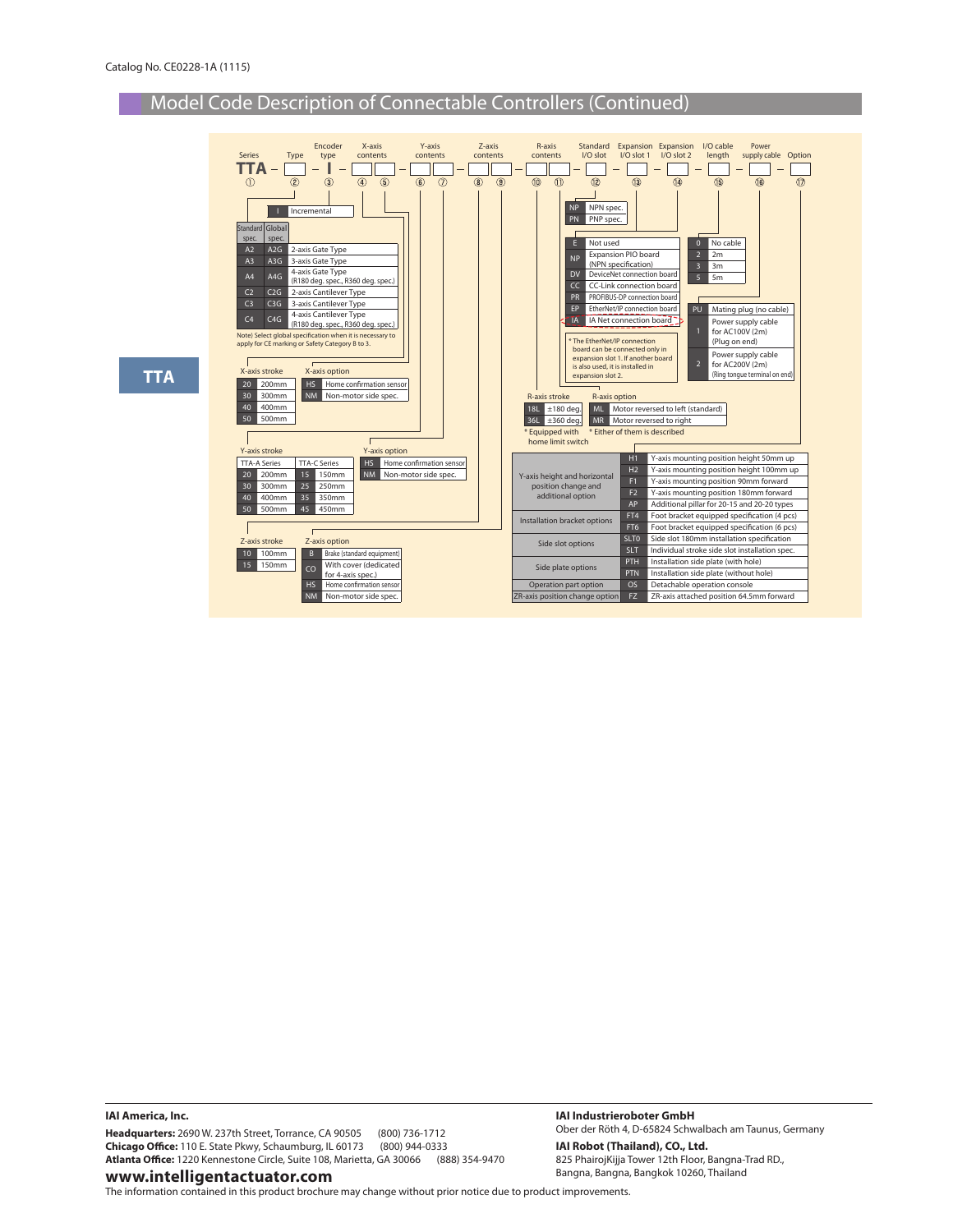Catalog No. CE0228-1A (1115)

# Model Code Description of Connectable Controllers (Continued)

**TTA**

| Series | Type | Encoder type | X-axis contents | | Y-axis contents | | Z-axis contents | | R-axis contents | | Standard I/O slot | Expansion I/O slot 1 | Expansion I/O slot 2 | I/O cable length | Power supply cable | Option |
|---|---|---|---|---|---|---|---|---|---|---|---|---|---|---|---|---|
| TTA | | I | | | | | | | | | | | | | | |
| ① | ② | ③ | ④ | ⑤ | ⑥ | ⑦ | ⑧ | ⑨ | ⑩ | ⑪ | ⑫ | ⑬ | ⑭ | ⑮ | ⑯ | ⑰ |

**Encoder type**

| | |
|---|---|
| I | Incremental |

**Type**

| Standard spec. | Global spec. | |
|---|---|---|
| A2 | A2G | 2-axis Gate Type |
| A3 | A3G | 3-axis Gate Type |
| A4 | A4G | 4-axis Gate Type (R180 deg. spec., R360 deg. spec.) |
| C2 | C2G | 2-axis Cantilever Type |
| C3 | C3G | 3-axis Cantilever Type |
| C4 | C4G | 4-axis Cantilever Type (R180 deg. spec., R360 deg. spec.) |

Note) Select global specification when it is necessary to apply for CE marking or Safety Category B to 3.

**X-axis stroke**

| | |
|---|---|
| 20 | 200mm |
| 30 | 300mm |
| 40 | 400mm |
| 50 | 500mm |

**X-axis option**

| | |
|---|---|
| HS | Home confirmation sensor |
| NM | Non-motor side spec. |

**Y-axis stroke**

| TTA-A Series | | TTA-C Series | |
|---|---|---|---|
| 20 | 200mm | 15 | 150mm |
| 30 | 300mm | 25 | 250mm |
| 40 | 400mm | 35 | 350mm |
| 50 | 500mm | 45 | 450mm |

**Y-axis option**

| | |
|---|---|
| HS | Home confirmation sensor |
| NM | Non-motor side spec. |

**Z-axis stroke**

| | |
|---|---|
| 10 | 100mm |
| 15 | 150mm |

**Z-axis option**

| | |
|---|---|
| B | Brake (standard equipment) |
| CO | With cover (dedicated for 4-axis spec.) |
| HS | Home confirmation sensor |
| NM | Non-motor side spec. |

**R-axis stroke**

| | |
|---|---|
| 18L | ±180 deg. |
| 36L | ±360 deg. |

\* Equipped with home limit switch

**R-axis option**

| | |
|---|---|
| ML | Motor reversed to left (standard) |
| MR | Motor reversed to right |

\* Either of them is described

**Standard I/O slot**

| | |
|---|---|
| NP | NPN spec. |
| PN | PNP spec. |

**Expansion I/O slot 1 / Expansion I/O slot 2**

| | |
|---|---|
| E | Not used |
| NP | Expansion PIO board (NPN specification) |
| DV | DeviceNet connection board |
| CC | CC-Link connection board |
| PR | PROFIBUS-DP connection board |
| EP | EtherNet/IP connection board |
| IA | IA Net connection board |

\* The EtherNet/IP connection board can be connected only in expansion slot 1. If another board is also used, it is installed in expansion slot 2.

**I/O cable length**

| | |
|---|---|
| 0 | No cable |
| 2 | 2m |
| 3 | 3m |
| 5 | 5m |

**Power supply cable**

| | |
|---|---|
| PU | Mating plug (no cable) |
| 1 | Power supply cable for AC100V (2m) (Plug on end) |
| 2 | Power supply cable for AC200V (2m) (Ring tongue terminal on end) |

**Option**

| | | |
|---|---|---|
| Y-axis height and horizontal position change and additional option | H1 | Y-axis mounting position height 50mm up |
| | H2 | Y-axis mounting position height 100mm up |
| | F1 | Y-axis mounting position 90mm forward |
| | F2 | Y-axis mounting position 180mm forward |
| | AP | Additional pillar for 20-15 and 20-20 types |
| Installation bracket options | FT4 | Foot bracket equipped specification (4 pcs) |
| | FT6 | Foot bracket equipped specification (6 pcs) |
| Side slot options | SLT0 | Side slot 180mm installation specification |
| | SLT | Individual stroke side slot installation spec. |
| Side plate options | PTH | Installation side plate (with hole) |
| | PTN | Installation side plate (without hole) |
| Operation part option | OS | Detachable operation console |
| ZR-axis position change option | FZ | ZR-axis attached position 64.5mm forward |

**IAI America, Inc.**
**Headquarters:** 2690 W. 237th Street, Torrance, CA 90505 (800) 736-1712
**Chicago Office:** 110 E. State Pkwy, Schaumburg, IL 60173 (800) 944-0333
**Atlanta Office:** 1220 Kennestone Circle, Suite 108, Marietta, GA 30066 (888) 354-9470

**www.intelligentactuator.com**

**IAI Industrieroboter GmbH**
Ober der Röth 4, D-65824 Schwalbach am Taunus, Germany

**IAI Robot (Thailand), CO., Ltd.**
825 PhairojKijja Tower 12th Floor, Bangna-Trad RD., Bangna, Bangna, Bangkok 10260, Thailand

The information contained in this product brochure may change without prior notice due to product improvements.